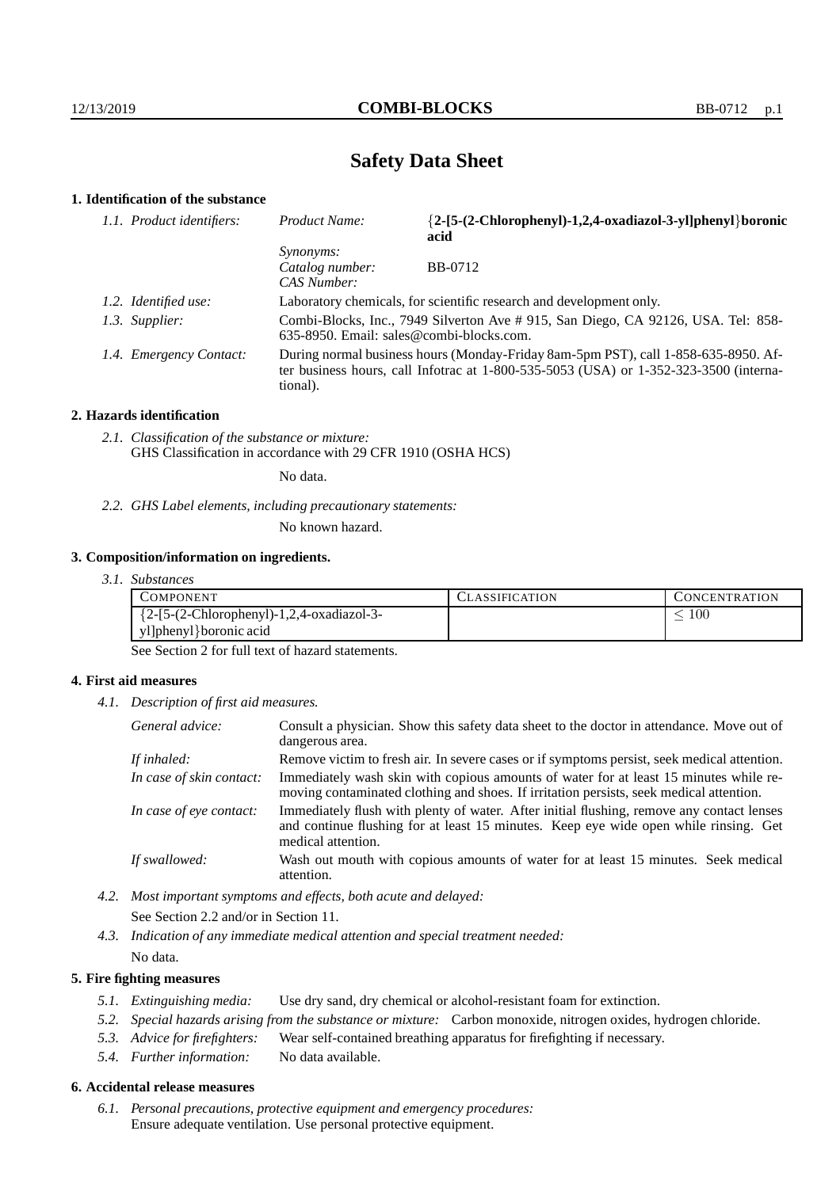# Safety Data Sheet

## 1. Identification of the substance

*1.1. Product identifiers:*

| | | |
|---|---|---|
| *Product Name:* | **{2-[5-(2-Chlorophenyl)-1,2,4-oxadiazol-3-yl]phenyl}boronic acid** | |
| *Synonyms:* | | |
| *Catalog number:* | BB-0712 | |
| *CAS Number:* | | |

*1.2. Identified use:* Laboratory chemicals, for scientific research and development only.

*1.3. Supplier:* Combi-Blocks, Inc., 7949 Silverton Ave # 915, San Diego, CA 92126, USA. Tel: 858-635-8950. Email: sales@combi-blocks.com.

*1.4. Emergency Contact:* During normal business hours (Monday-Friday 8am-5pm PST), call 1-858-635-8950. After business hours, call Infotrac at 1-800-535-5053 (USA) or 1-352-323-3500 (international).

## 2. Hazards identification

*2.1. Classification of the substance or mixture:*
GHS Classification in accordance with 29 CFR 1910 (OSHA HCS)

No data.

*2.2. GHS Label elements, including precautionary statements:*

No known hazard.

## 3. Composition/information on ingredients.

*3.1. Substances*

| COMPONENT | CLASSIFICATION | CONCENTRATION |
|---|---|---|
| {2-[5-(2-Chlorophenyl)-1,2,4-oxadiazol-3-yl]phenyl}boronic acid | | $\leq 100$ |

See Section 2 for full text of hazard statements.

## 4. First aid measures

*4.1. Description of first aid measures.*

*General advice:* Consult a physician. Show this safety data sheet to the doctor in attendance. Move out of dangerous area.

*If inhaled:* Remove victim to fresh air. In severe cases or if symptoms persist, seek medical attention.

*In case of skin contact:* Immediately wash skin with copious amounts of water for at least 15 minutes while removing contaminated clothing and shoes. If irritation persists, seek medical attention.

*In case of eye contact:* Immediately flush with plenty of water. After initial flushing, remove any contact lenses and continue flushing for at least 15 minutes. Keep eye wide open while rinsing. Get medical attention.

*If swallowed:* Wash out mouth with copious amounts of water for at least 15 minutes. Seek medical attention.

*4.2. Most important symptoms and effects, both acute and delayed:*

See Section 2.2 and/or in Section 11.

*4.3. Indication of any immediate medical attention and special treatment needed:*

No data.

## 5. Fire fighting measures

*5.1. Extinguishing media:* Use dry sand, dry chemical or alcohol-resistant foam for extinction.

*5.2. Special hazards arising from the substance or mixture:* Carbon monoxide, nitrogen oxides, hydrogen chloride.

*5.3. Advice for firefighters:* Wear self-contained breathing apparatus for firefighting if necessary.

*5.4. Further information:* No data available.

## 6. Accidental release measures

*6.1. Personal precautions, protective equipment and emergency procedures:*
Ensure adequate ventilation. Use personal protective equipment.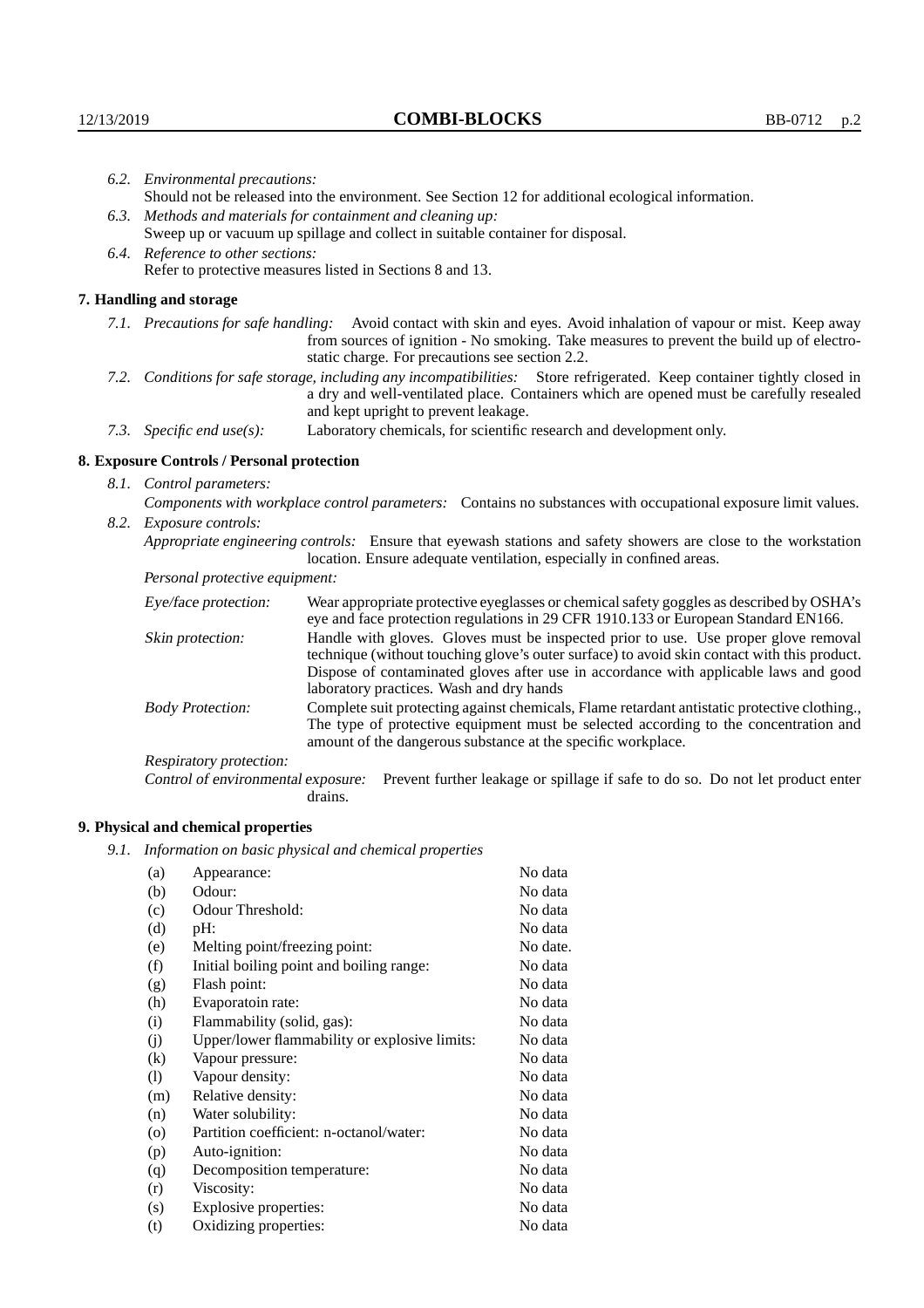6.2. *Environmental precautions:*
Should not be released into the environment. See Section 12 for additional ecological information.

6.3. *Methods and materials for containment and cleaning up:*
Sweep up or vacuum up spillage and collect in suitable container for disposal.

6.4. *Reference to other sections:*
Refer to protective measures listed in Sections 8 and 13.

## 7. Handling and storage

7.1. *Precautions for safe handling:* Avoid contact with skin and eyes. Avoid inhalation of vapour or mist. Keep away from sources of ignition - No smoking. Take measures to prevent the build up of electrostatic charge. For precautions see section 2.2.

7.2. *Conditions for safe storage, including any incompatibilities:* Store refrigerated. Keep container tightly closed in a dry and well-ventilated place. Containers which are opened must be carefully resealed and kept upright to prevent leakage.

7.3. *Specific end use(s):* Laboratory chemicals, for scientific research and development only.

## 8. Exposure Controls / Personal protection

8.1. *Control parameters:*

*Components with workplace control parameters:* Contains no substances with occupational exposure limit values.

8.2. *Exposure controls:*

*Appropriate engineering controls:* Ensure that eyewash stations and safety showers are close to the workstation location. Ensure adequate ventilation, especially in confined areas.

*Personal protective equipment:*

*Eye/face protection:* Wear appropriate protective eyeglasses or chemical safety goggles as described by OSHA's eye and face protection regulations in 29 CFR 1910.133 or European Standard EN166.

*Skin protection:* Handle with gloves. Gloves must be inspected prior to use. Use proper glove removal technique (without touching glove's outer surface) to avoid skin contact with this product. Dispose of contaminated gloves after use in accordance with applicable laws and good laboratory practices. Wash and dry hands

*Body Protection:* Complete suit protecting against chemicals, Flame retardant antistatic protective clothing., The type of protective equipment must be selected according to the concentration and amount of the dangerous substance at the specific workplace.

*Respiratory protection:*

*Control of environmental exposure:* Prevent further leakage or spillage if safe to do so. Do not let product enter drains.

## 9. Physical and chemical properties

9.1. *Information on basic physical and chemical properties*

| | | |
|---|---|---|
| (a) | Appearance: | No data |
| (b) | Odour: | No data |
| (c) | Odour Threshold: | No data |
| (d) | pH: | No data |
| (e) | Melting point/freezing point: | No date. |
| (f) | Initial boiling point and boiling range: | No data |
| (g) | Flash point: | No data |
| (h) | Evaporatoin rate: | No data |
| (i) | Flammability (solid, gas): | No data |
| (j) | Upper/lower flammability or explosive limits: | No data |
| (k) | Vapour pressure: | No data |
| (l) | Vapour density: | No data |
| (m) | Relative density: | No data |
| (n) | Water solubility: | No data |
| (o) | Partition coefficient: n-octanol/water: | No data |
| (p) | Auto-ignition: | No data |
| (q) | Decomposition temperature: | No data |
| (r) | Viscosity: | No data |
| (s) | Explosive properties: | No data |
| (t) | Oxidizing properties: | No data |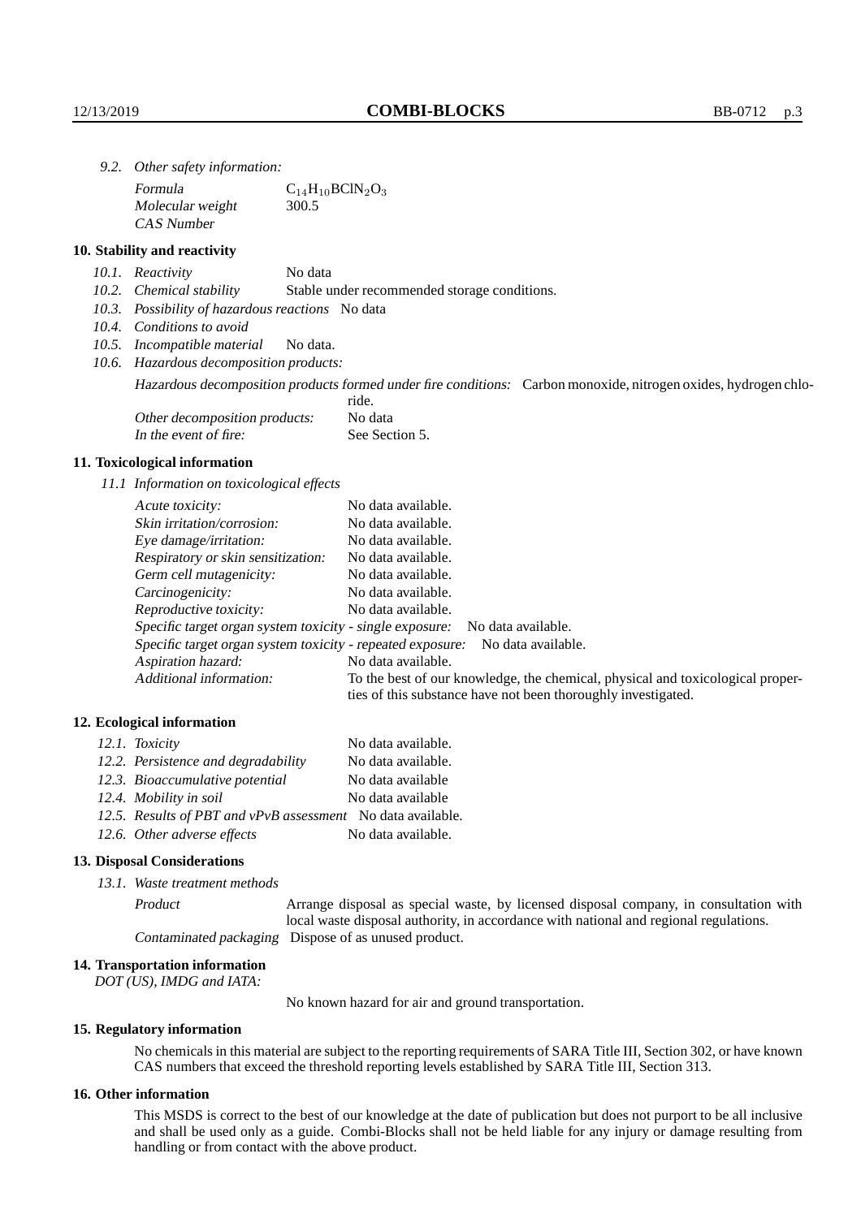*9.2. Other safety information:*

| | |
|---|---|
| *Formula* | $C_{14}H_{10}BClN_2O_3$ |
| *Molecular weight* | 300.5 |
| *CAS Number* | |

## 10. Stability and reactivity

*10.1. Reactivity* No data

*10.2. Chemical stability* Stable under recommended storage conditions.

*10.3. Possibility of hazardous reactions* No data

*10.4. Conditions to avoid*

*10.5. Incompatible material* No data.

*10.6. Hazardous decomposition products:*

*Hazardous decomposition products formed under fire conditions:* Carbon monoxide, nitrogen oxides, hydrogen chloride.

| | |
|---|---|
| *Other decomposition products:* | No data |
| *In the event of fire:* | See Section 5. |

## 11. Toxicological information

*11.1 Information on toxicological effects*

| | |
|---|---|
| *Acute toxicity:* | No data available. |
| *Skin irritation/corrosion:* | No data available. |
| *Eye damage/irritation:* | No data available. |
| *Respiratory or skin sensitization:* | No data available. |
| *Germ cell mutagenicity:* | No data available. |
| *Carcinogenicity:* | No data available. |
| *Reproductive toxicity:* | No data available. |
| *Specific target organ system toxicity - single exposure:* | No data available. |
| *Specific target organ system toxicity - repeated exposure:* | No data available. |
| *Aspiration hazard:* | No data available. |
| *Additional information:* | To the best of our knowledge, the chemical, physical and toxicological properties of this substance have not been thoroughly investigated. |

## 12. Ecological information

| | |
|---|---|
| *12.1. Toxicity* | No data available. |
| *12.2. Persistence and degradability* | No data available. |
| *12.3. Bioaccumulative potential* | No data available |
| *12.4. Mobility in soil* | No data available |
| *12.5. Results of PBT and vPvB assessment* | No data available. |
| *12.6. Other adverse effects* | No data available. |

## 13. Disposal Considerations

*13.1. Waste treatment methods*

| | |
|---|---|
| *Product* | Arrange disposal as special waste, by licensed disposal company, in consultation with local waste disposal authority, in accordance with national and regional regulations. |
| *Contaminated packaging* | Dispose of as unused product. |

## 14. Transportation information

*DOT (US), IMDG and IATA:*

No known hazard for air and ground transportation.

## 15. Regulatory information

No chemicals in this material are subject to the reporting requirements of SARA Title III, Section 302, or have known CAS numbers that exceed the threshold reporting levels established by SARA Title III, Section 313.

## 16. Other information

This MSDS is correct to the best of our knowledge at the date of publication but does not purport to be all inclusive and shall be used only as a guide. Combi-Blocks shall not be held liable for any injury or damage resulting from handling or from contact with the above product.